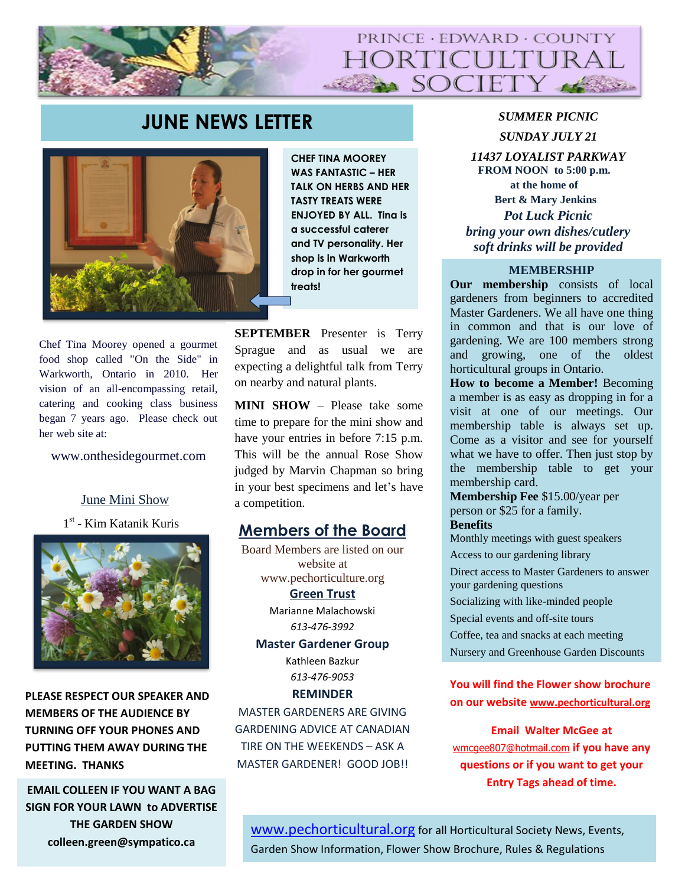# PRINCE · EDWARD · COUNTY HORTICULTURAL SOCIETY

## JUNE NEWS LETTER

**CHEF TINA MOOREY WAS FANTASTIC – HER TALK ON HERBS AND HER TASTY TREATS WERE ENJOYED BY ALL. Tina is a successful caterer and TV personality. Her shop is in Warkworth drop in for her gourmet treats!**

Chef Tina Moorey opened a gourmet food shop called "On the Side" in Warkworth, Ontario in 2010. Her vision of an all-encompassing retail, catering and cooking class business began 7 years ago. Please check out her web site at:

www.onthesidegourmet.com

June Mini Show

1st - Kim Katanik Kuris

**PLEASE RESPECT OUR SPEAKER AND MEMBERS OF THE AUDIENCE BY TURNING OFF YOUR PHONES AND PUTTING THEM AWAY DURING THE MEETING. THANKS**

**EMAIL COLLEEN IF YOU WANT A BAG SIGN FOR YOUR LAWN to ADVERTISE THE GARDEN SHOW colleen.green@sympatico.ca**

**SEPTEMBER** Presenter is Terry Sprague and as usual we are expecting a delightful talk from Terry on nearby and natural plants.

**MINI SHOW** – Please take some time to prepare for the mini show and have your entries in before 7:15 p.m. This will be the annual Rose Show judged by Marvin Chapman so bring in your best specimens and let's have a competition.

## Members of the Board

Board Members are listed on our website at www.pechorticulture.org

**Green Trust**

Marianne Malachowski

*613-476-3992*

**Master Gardener Group**

Kathleen Bazkur

*613-476-9053*

**REMINDER**

MASTER GARDENERS ARE GIVING GARDENING ADVICE AT CANADIAN TIRE ON THE WEEKENDS – ASK A MASTER GARDENER! GOOD JOB!!

***SUMMER PICNIC***

***SUNDAY JULY 21***

***11437 LOYALIST PARKWAY***

**FROM NOON to 5:00 p.m.**

**at the home of**

**Bert & Mary Jenkins**

*Pot Luck Picnic*

*bring your own dishes/cutlery*

*soft drinks will be provided*

### MEMBERSHIP

**Our membership** consists of local gardeners from beginners to accredited Master Gardeners. We all have one thing in common and that is our love of gardening. We are 100 members strong and growing, one of the oldest horticultural groups in Ontario.

**How to become a Member!** Becoming a member is as easy as dropping in for a visit at one of our meetings. Our membership table is always set up. Come as a visitor and see for yourself what we have to offer. Then just stop by the membership table to get your membership card.

**Membership Fee** $15.00/year per person or $25 for a family.

**Benefits**

Monthly meetings with guest speakers

Access to our gardening library

Direct access to Master Gardeners to answer your gardening questions

Socializing with like-minded people

Special events and off-site tours

Coffee, tea and snacks at each meeting

Nursery and Greenhouse Garden Discounts

**You will find the Flower show brochure on our website www.pechorticultural.org**

**Email Walter McGee at wmcgee807@hotmail.com if you have any questions or if you want to get your Entry Tags ahead of time.**

www.pechorticultural.org for all Horticultural Society News, Events, Garden Show Information, Flower Show Brochure, Rules & Regulations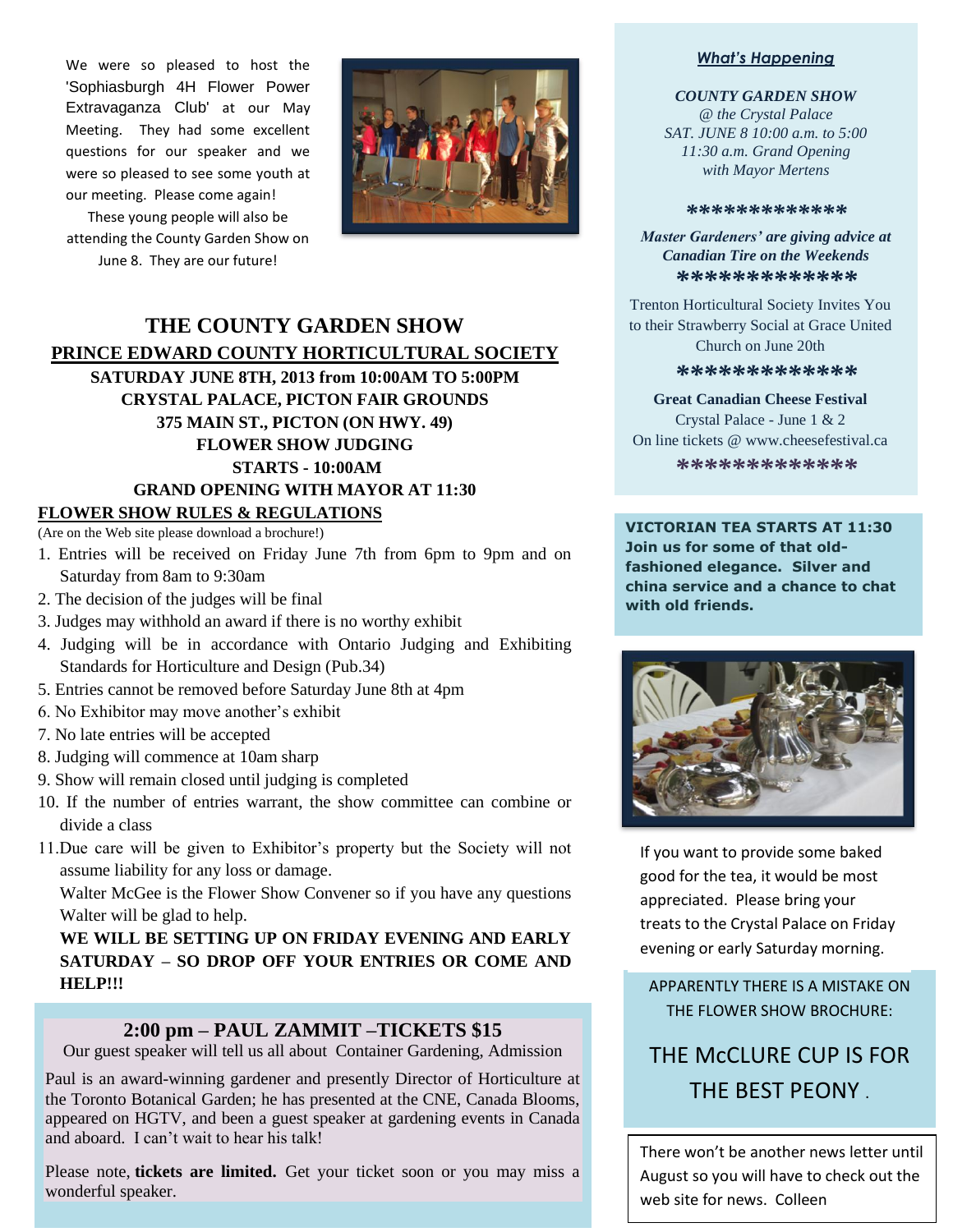We were so pleased to host the 'Sophiasburgh 4H Flower Power Extravaganza Club' at our May Meeting. They had some excellent questions for our speaker and we were so pleased to see some youth at our meeting. Please come again!

These young people will also be attending the County Garden Show on June 8. They are our future!

# THE COUNTY GARDEN SHOW

## PRINCE EDWARD COUNTY HORTICULTURAL SOCIETY

**SATURDAY JUNE 8TH, 2013 from 10:00AM TO 5:00PM**
**CRYSTAL PALACE, PICTON FAIR GROUNDS**
**375 MAIN ST., PICTON (ON HWY. 49)**
**FLOWER SHOW JUDGING**
**STARTS - 10:00AM**
**GRAND OPENING WITH MAYOR AT 11:30**

### FLOWER SHOW RULES & REGULATIONS

(Are on the Web site please download a brochure!)

1. Entries will be received on Friday June 7th from 6pm to 9pm and on Saturday from 8am to 9:30am
2. The decision of the judges will be final
3. Judges may withhold an award if there is no worthy exhibit
4. Judging will be in accordance with Ontario Judging and Exhibiting Standards for Horticulture and Design (Pub.34)
5. Entries cannot be removed before Saturday June 8th at 4pm
6. No Exhibitor may move another's exhibit
7. No late entries will be accepted
8. Judging will commence at 10am sharp
9. Show will remain closed until judging is completed
10. If the number of entries warrant, the show committee can combine or divide a class
11. Due care will be given to Exhibitor's property but the Society will not assume liability for any loss or damage.

Walter McGee is the Flower Show Convener so if you have any questions Walter will be glad to help.

**WE WILL BE SETTING UP ON FRIDAY EVENING AND EARLY SATURDAY – SO DROP OFF YOUR ENTRIES OR COME AND HELP!!!**

**2:00 pm – PAUL ZAMMIT –TICKETS $15**

Our guest speaker will tell us all about Container Gardening, Admission

Paul is an award-winning gardener and presently Director of Horticulture at the Toronto Botanical Garden; he has presented at the CNE, Canada Blooms, appeared on HGTV, and been a guest speaker at gardening events in Canada and aboard. I can't wait to hear his talk!

Please note, **tickets are limited.** Get your ticket soon or you may miss a wonderful speaker.

***What's Happening***

***COUNTY GARDEN SHOW***
*@ the Crystal Palace*
*SAT. JUNE 8 10:00 a.m. to 5:00*
*11:30 a.m. Grand Opening*
*with Mayor Mertens*

*************

***Master Gardeners' are giving advice at Canadian Tire on the Weekends***

*************

Trenton Horticultural Society Invites You to their Strawberry Social at Grace United Church on June 20th

*************

**Great Canadian Cheese Festival**
Crystal Palace - June 1 & 2
On line tickets @ www.cheesefestival.ca

*************

**VICTORIAN TEA STARTS AT 11:30 Join us for some of that old-fashioned elegance. Silver and china service and a chance to chat with old friends.**

If you want to provide some baked good for the tea, it would be most appreciated. Please bring your treats to the Crystal Palace on Friday evening or early Saturday morning.

APPARENTLY THERE IS A MISTAKE ON THE FLOWER SHOW BROCHURE:

THE McCLURE CUP IS FOR THE BEST PEONY.

There won't be another news letter until August so you will have to check out the web site for news. Colleen